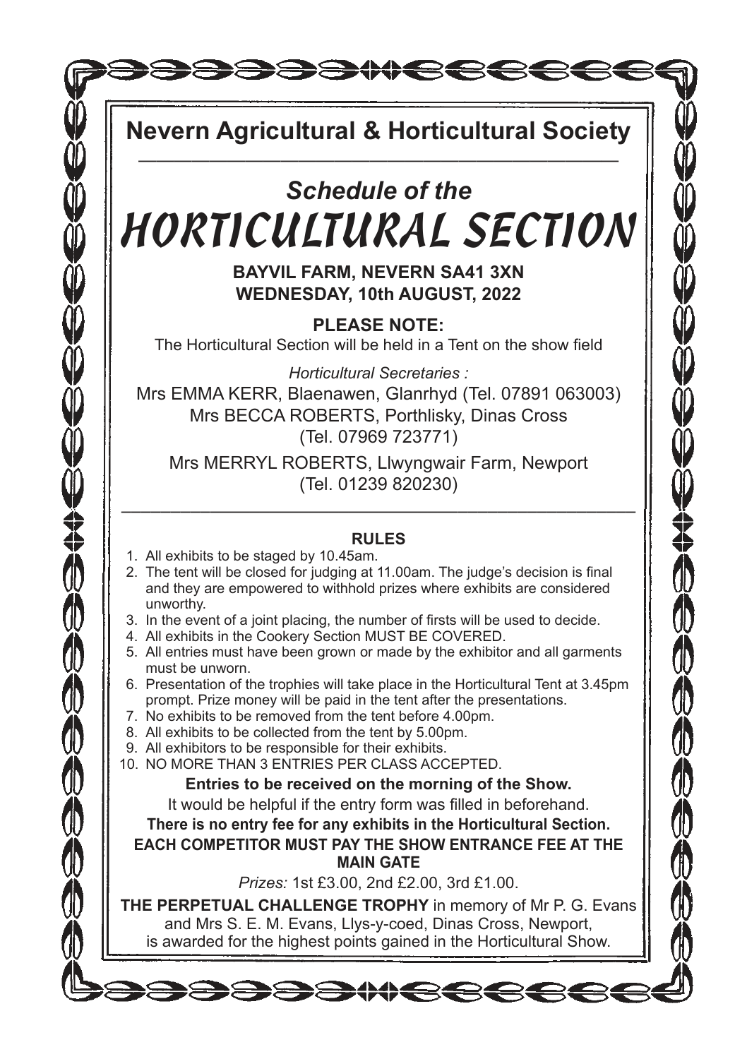# Nevern Agricultural & Horticultural Society

## *Schedule of the*

# HORTICULTURAL SECTION

**BAYVIL FARM, NEVERN SA41 3XN**
**WEDNESDAY, 10th AUGUST, 2022**

**PLEASE NOTE:**

The Horticultural Section will be held in a Tent on the show field

*Horticultural Secretaries :*

Mrs EMMA KERR, Blaenawen, Glanrhyd (Tel. 07891 063003)
Mrs BECCA ROBERTS, Porthlisky, Dinas Cross
(Tel. 07969 723771)

Mrs MERRYL ROBERTS, Llwyngwair Farm, Newport
(Tel. 01239 820230)

---

### RULES

1. All exhibits to be staged by 10.45am.
2. The tent will be closed for judging at 11.00am. The judge's decision is final and they are empowered to withhold prizes where exhibits are considered unworthy.
3. In the event of a joint placing, the number of firsts will be used to decide.
4. All exhibits in the Cookery Section MUST BE COVERED.
5. All entries must have been grown or made by the exhibitor and all garments must be unworn.
6. Presentation of the trophies will take place in the Horticultural Tent at 3.45pm prompt. Prize money will be paid in the tent after the presentations.
7. No exhibits to be removed from the tent before 4.00pm.
8. All exhibits to be collected from the tent by 5.00pm.
9. All exhibitors to be responsible for their exhibits.
10. NO MORE THAN 3 ENTRIES PER CLASS ACCEPTED.

**Entries to be received on the morning of the Show.**

It would be helpful if the entry form was filled in beforehand.

**There is no entry fee for any exhibits in the Horticultural Section.**

**EACH COMPETITOR MUST PAY THE SHOW ENTRANCE FEE AT THE MAIN GATE**

*Prizes:* 1st £3.00, 2nd £2.00, 3rd £1.00.

**THE PERPETUAL CHALLENGE TROPHY** in memory of Mr P. G. Evans and Mrs S. E. M. Evans, Llys-y-coed, Dinas Cross, Newport, is awarded for the highest points gained in the Horticultural Show.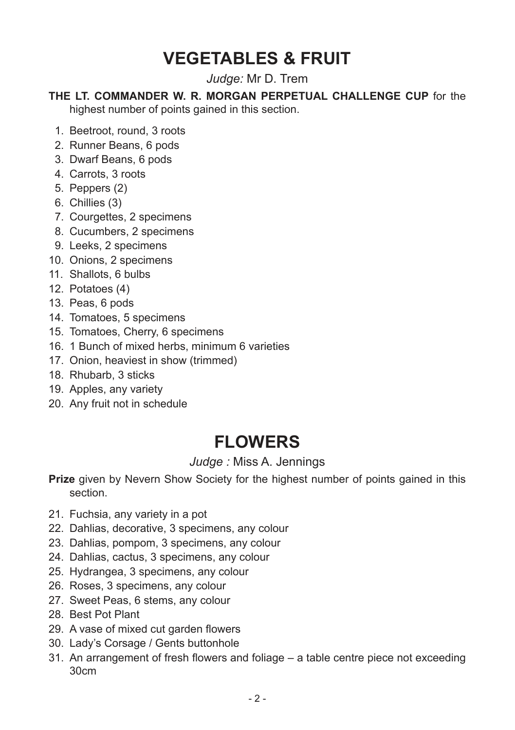# VEGETABLES & FRUIT

*Judge:* Mr D. Trem

**THE LT. COMMANDER W. R. MORGAN PERPETUAL CHALLENGE CUP** for the highest number of points gained in this section.

1. Beetroot, round, 3 roots
2. Runner Beans, 6 pods
3. Dwarf Beans, 6 pods
4. Carrots, 3 roots
5. Peppers (2)
6. Chillies (3)
7. Courgettes, 2 specimens
8. Cucumbers, 2 specimens
9. Leeks, 2 specimens
10. Onions, 2 specimens
11. Shallots, 6 bulbs
12. Potatoes (4)
13. Peas, 6 pods
14. Tomatoes, 5 specimens
15. Tomatoes, Cherry, 6 specimens
16. 1 Bunch of mixed herbs, minimum 6 varieties
17. Onion, heaviest in show (trimmed)
18. Rhubarb, 3 sticks
19. Apples, any variety
20. Any fruit not in schedule

# FLOWERS

*Judge :* Miss A. Jennings

**Prize** given by Nevern Show Society for the highest number of points gained in this section.

21. Fuchsia, any variety in a pot
22. Dahlias, decorative, 3 specimens, any colour
23. Dahlias, pompom, 3 specimens, any colour
24. Dahlias, cactus, 3 specimens, any colour
25. Hydrangea, 3 specimens, any colour
26. Roses, 3 specimens, any colour
27. Sweet Peas, 6 stems, any colour
28. Best Pot Plant
29. A vase of mixed cut garden flowers
30. Lady's Corsage / Gents buttonhole
31. An arrangement of fresh flowers and foliage – a table centre piece not exceeding 30cm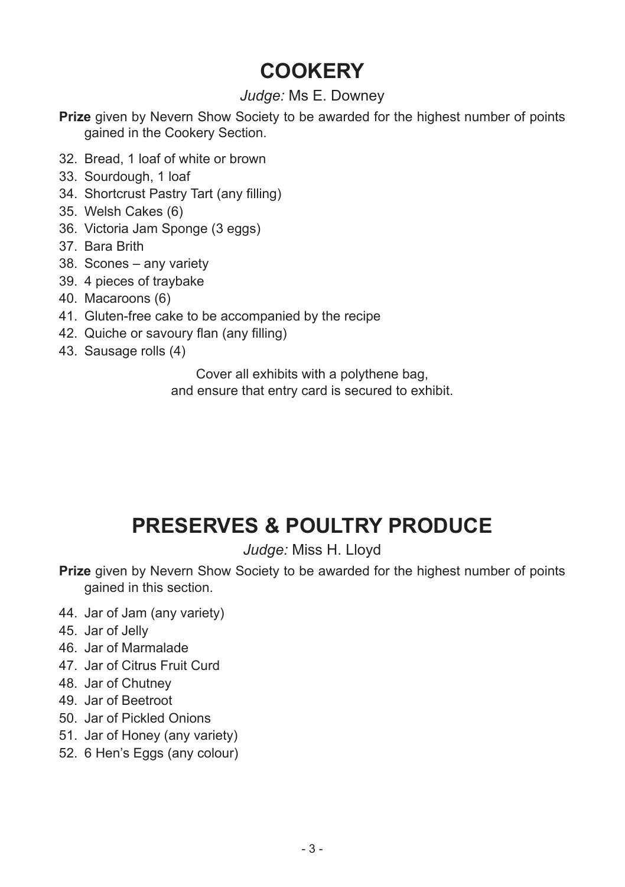# COOKERY

*Judge:* Ms E. Downey

**Prize** given by Nevern Show Society to be awarded for the highest number of points gained in the Cookery Section.

32. Bread, 1 loaf of white or brown
33. Sourdough, 1 loaf
34. Shortcrust Pastry Tart (any filling)
35. Welsh Cakes (6)
36. Victoria Jam Sponge (3 eggs)
37. Bara Brith
38. Scones – any variety
39. 4 pieces of traybake
40. Macaroons (6)
41. Gluten-free cake to be accompanied by the recipe
42. Quiche or savoury flan (any filling)
43. Sausage rolls (4)

Cover all exhibits with a polythene bag,
and ensure that entry card is secured to exhibit.

# PRESERVES & POULTRY PRODUCE

*Judge:* Miss H. Lloyd

**Prize** given by Nevern Show Society to be awarded for the highest number of points gained in this section.

44. Jar of Jam (any variety)
45. Jar of Jelly
46. Jar of Marmalade
47. Jar of Citrus Fruit Curd
48. Jar of Chutney
49. Jar of Beetroot
50. Jar of Pickled Onions
51. Jar of Honey (any variety)
52. 6 Hen's Eggs (any colour)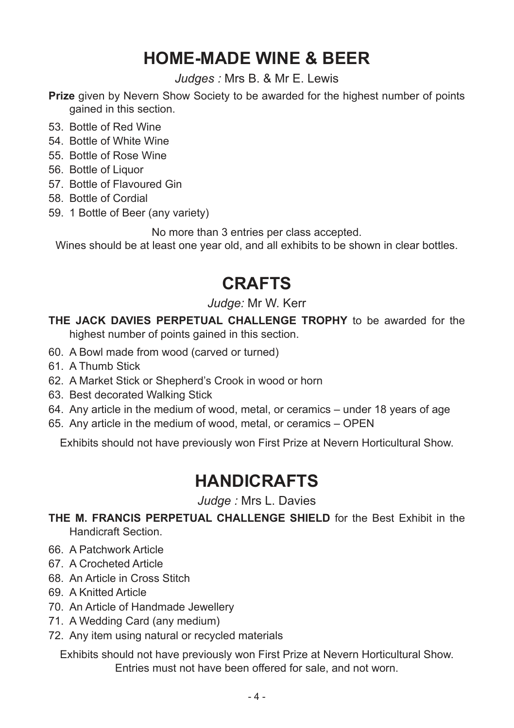# HOME-MADE WINE & BEER

*Judges :* Mrs B. & Mr E. Lewis

**Prize** given by Nevern Show Society to be awarded for the highest number of points gained in this section.

53. Bottle of Red Wine
54. Bottle of White Wine
55. Bottle of Rose Wine
56. Bottle of Liquor
57. Bottle of Flavoured Gin
58. Bottle of Cordial
59. 1 Bottle of Beer (any variety)

No more than 3 entries per class accepted.

Wines should be at least one year old, and all exhibits to be shown in clear bottles.

# CRAFTS

*Judge:* Mr W. Kerr

**THE JACK DAVIES PERPETUAL CHALLENGE TROPHY** to be awarded for the highest number of points gained in this section.

60. A Bowl made from wood (carved or turned)
61. A Thumb Stick
62. A Market Stick or Shepherd's Crook in wood or horn
63. Best decorated Walking Stick
64. Any article in the medium of wood, metal, or ceramics – under 18 years of age
65. Any article in the medium of wood, metal, or ceramics – OPEN

Exhibits should not have previously won First Prize at Nevern Horticultural Show.

# HANDICRAFTS

*Judge :* Mrs L. Davies

**THE M. FRANCIS PERPETUAL CHALLENGE SHIELD** for the Best Exhibit in the Handicraft Section.

66. A Patchwork Article
67. A Crocheted Article
68. An Article in Cross Stitch
69. A Knitted Article
70. An Article of Handmade Jewellery
71. A Wedding Card (any medium)
72. Any item using natural or recycled materials

Exhibits should not have previously won First Prize at Nevern Horticultural Show.

Entries must not have been offered for sale, and not worn.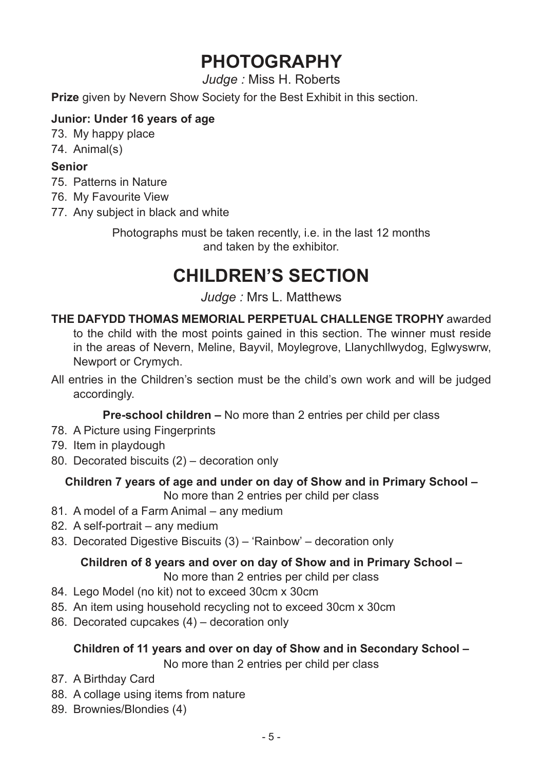# PHOTOGRAPHY

*Judge :* Miss H. Roberts

**Prize** given by Nevern Show Society for the Best Exhibit in this section.

**Junior: Under 16 years of age**

73. My happy place
74. Animal(s)

**Senior**

75. Patterns in Nature
76. My Favourite View
77. Any subject in black and white

Photographs must be taken recently, i.e. in the last 12 months and taken by the exhibitor.

# CHILDREN'S SECTION

*Judge :* Mrs L. Matthews

**THE DAFYDD THOMAS MEMORIAL PERPETUAL CHALLENGE TROPHY** awarded to the child with the most points gained in this section. The winner must reside in the areas of Nevern, Meline, Bayvil, Moylegrove, Llanychllwydog, Eglwyswrw, Newport or Crymych.

All entries in the Children's section must be the child's own work and will be judged accordingly.

**Pre-school children –** No more than 2 entries per child per class

78. A Picture using Fingerprints
79. Item in playdough
80. Decorated biscuits (2) – decoration only

**Children 7 years of age and under on day of Show and in Primary School –** No more than 2 entries per child per class

81. A model of a Farm Animal – any medium
82. A self-portrait – any medium
83. Decorated Digestive Biscuits (3) – 'Rainbow' – decoration only

**Children of 8 years and over on day of Show and in Primary School –** No more than 2 entries per child per class

84. Lego Model (no kit) not to exceed 30cm x 30cm
85. An item using household recycling not to exceed 30cm x 30cm
86. Decorated cupcakes (4) – decoration only

**Children of 11 years and over on day of Show and in Secondary School –** No more than 2 entries per child per class

87. A Birthday Card
88. A collage using items from nature
89. Brownies/Blondies (4)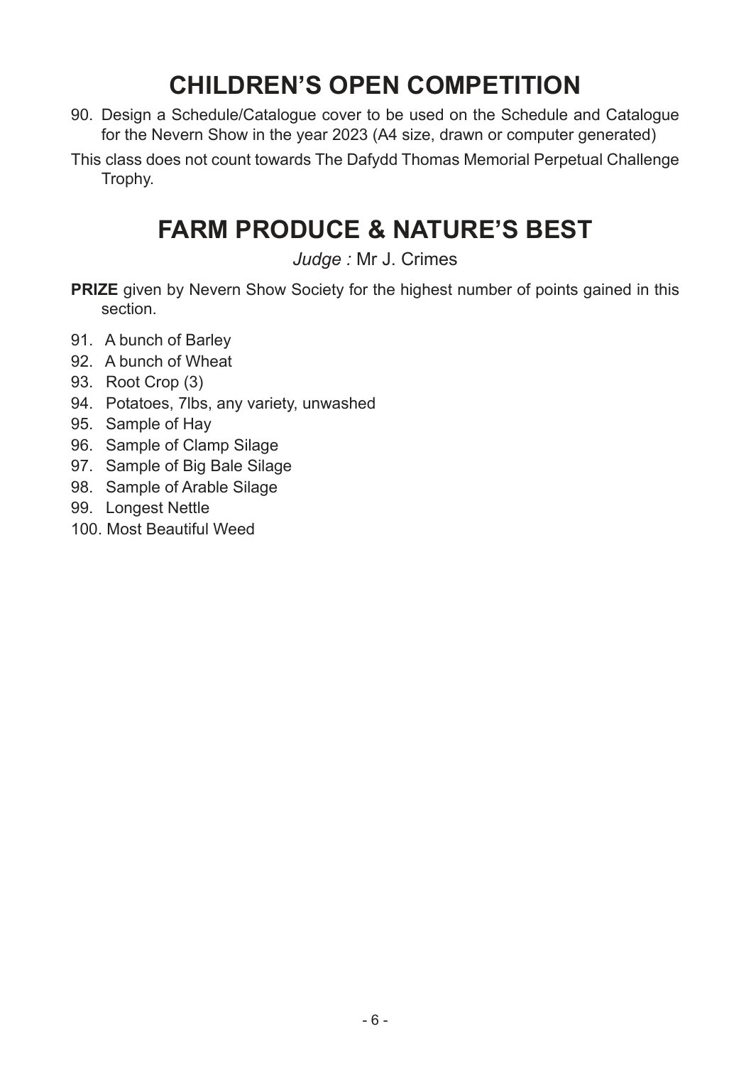# CHILDREN'S OPEN COMPETITION

90. Design a Schedule/Catalogue cover to be used on the Schedule and Catalogue for the Nevern Show in the year 2023 (A4 size, drawn or computer generated)

This class does not count towards The Dafydd Thomas Memorial Perpetual Challenge Trophy.

# FARM PRODUCE & NATURE'S BEST

*Judge :* Mr J. Crimes

**PRIZE** given by Nevern Show Society for the highest number of points gained in this section.

91. A bunch of Barley
92. A bunch of Wheat
93. Root Crop (3)
94. Potatoes, 7lbs, any variety, unwashed
95. Sample of Hay
96. Sample of Clamp Silage
97. Sample of Big Bale Silage
98. Sample of Arable Silage
99. Longest Nettle
100. Most Beautiful Weed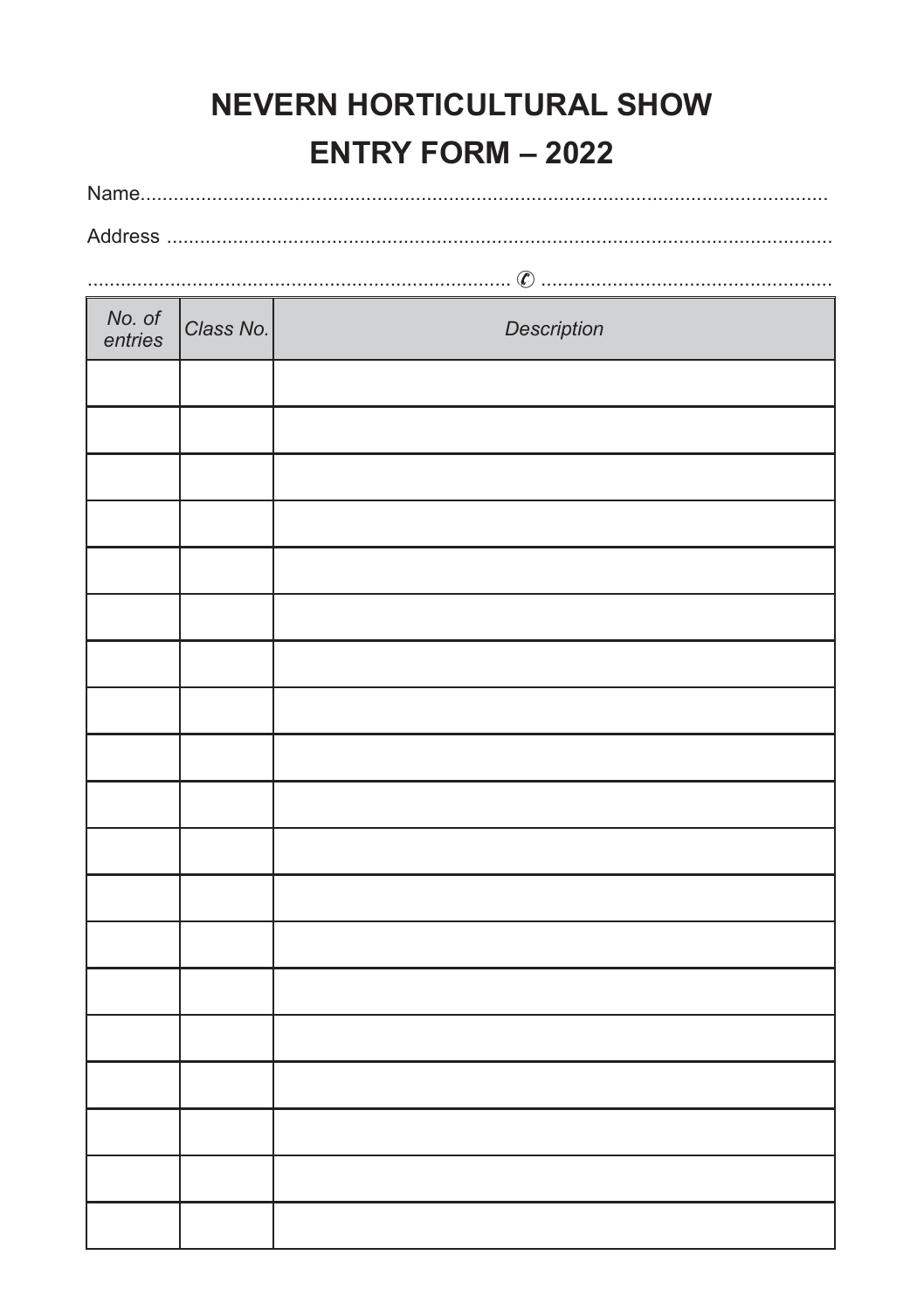# NEVERN HORTICULTURAL SHOW

## ENTRY FORM – 2022

Name..........................................................................................................................

Address ......................................................................................................................

............................................................................ ✆ ....................................................

| *No. of entries* | *Class No.* | *Description* |
|---|---|---|
| | | |
| | | |
| | | |
| | | |
| | | |
| | | |
| | | |
| | | |
| | | |
| | | |
| | | |
| | | |
| | | |
| | | |
| | | |
| | | |
| | | |
| | | |
| | | |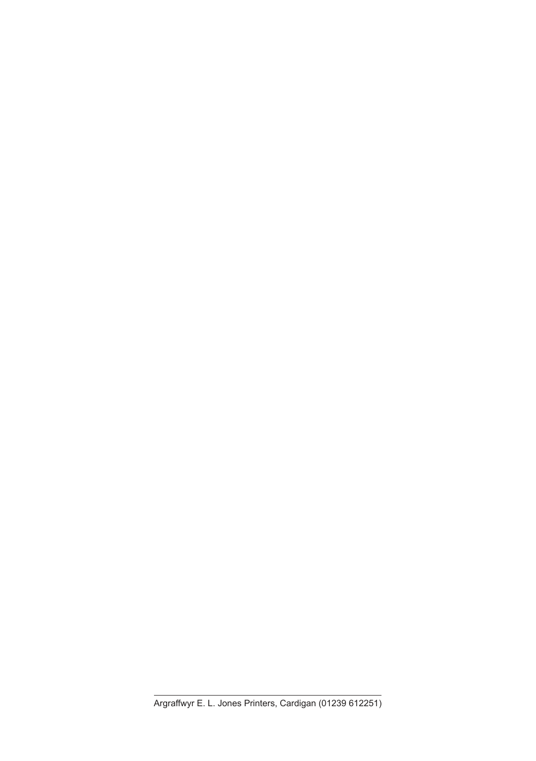Argraffwyr E. L. Jones Printers, Cardigan (01239 612251)